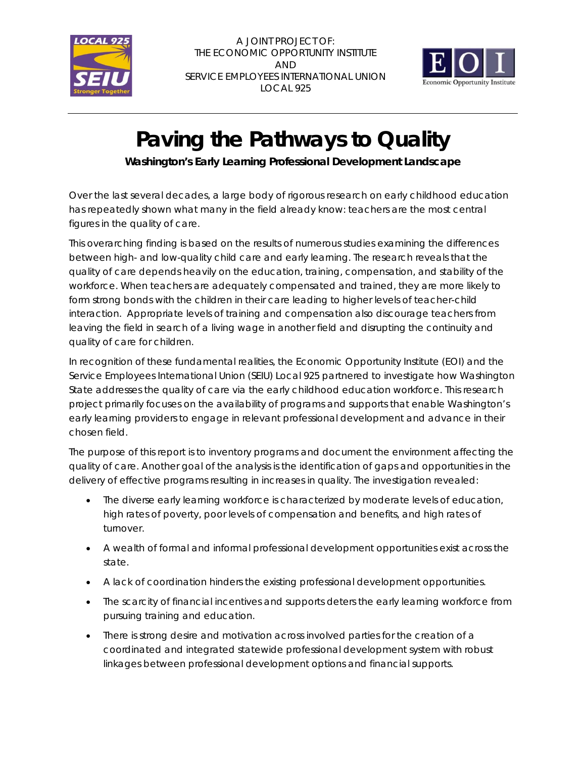A JOINT PROJECT OF:
THE ECONOMIC OPPORTUNITY INSTITUTE
AND
SERVICE EMPLOYEES INTERNATIONAL UNION
LOCAL 925

# Paving the Pathways to Quality

**Washington's Early Learning Professional Development Landscape**

Over the last several decades, a large body of rigorous research on early childhood education has repeatedly shown what many in the field already know: teachers are the most central figures in the quality of care.

This overarching finding is based on the results of numerous studies examining the differences between high- and low-quality child care and early learning. The research reveals that the quality of care depends heavily on the education, training, compensation, and stability of the workforce. When teachers are adequately compensated and trained, they are more likely to form strong bonds with the children in their care leading to higher levels of teacher-child interaction. Appropriate levels of training and compensation also discourage teachers from leaving the field in search of a living wage in another field and disrupting the continuity and quality of care for children.

In recognition of these fundamental realities, the Economic Opportunity Institute (EOI) and the Service Employees International Union (SEIU) Local 925 partnered to investigate how Washington State addresses the quality of care via the early childhood education workforce. This research project primarily focuses on the availability of programs and supports that enable Washington's early learning providers to engage in relevant professional development and advance in their chosen field.

The purpose of this report is to inventory programs and document the environment affecting the quality of care. Another goal of the analysis is the identification of gaps and opportunities in the delivery of effective programs resulting in increases in quality. The investigation revealed:

- The diverse early learning workforce is characterized by moderate levels of education, high rates of poverty, poor levels of compensation and benefits, and high rates of turnover.
- A wealth of formal and informal professional development opportunities exist across the state.
- A lack of coordination hinders the existing professional development opportunities.
- The scarcity of financial incentives and supports deters the early learning workforce from pursuing training and education.
- There is strong desire and motivation across involved parties for the creation of a coordinated and integrated statewide professional development system with robust linkages between professional development options and financial supports.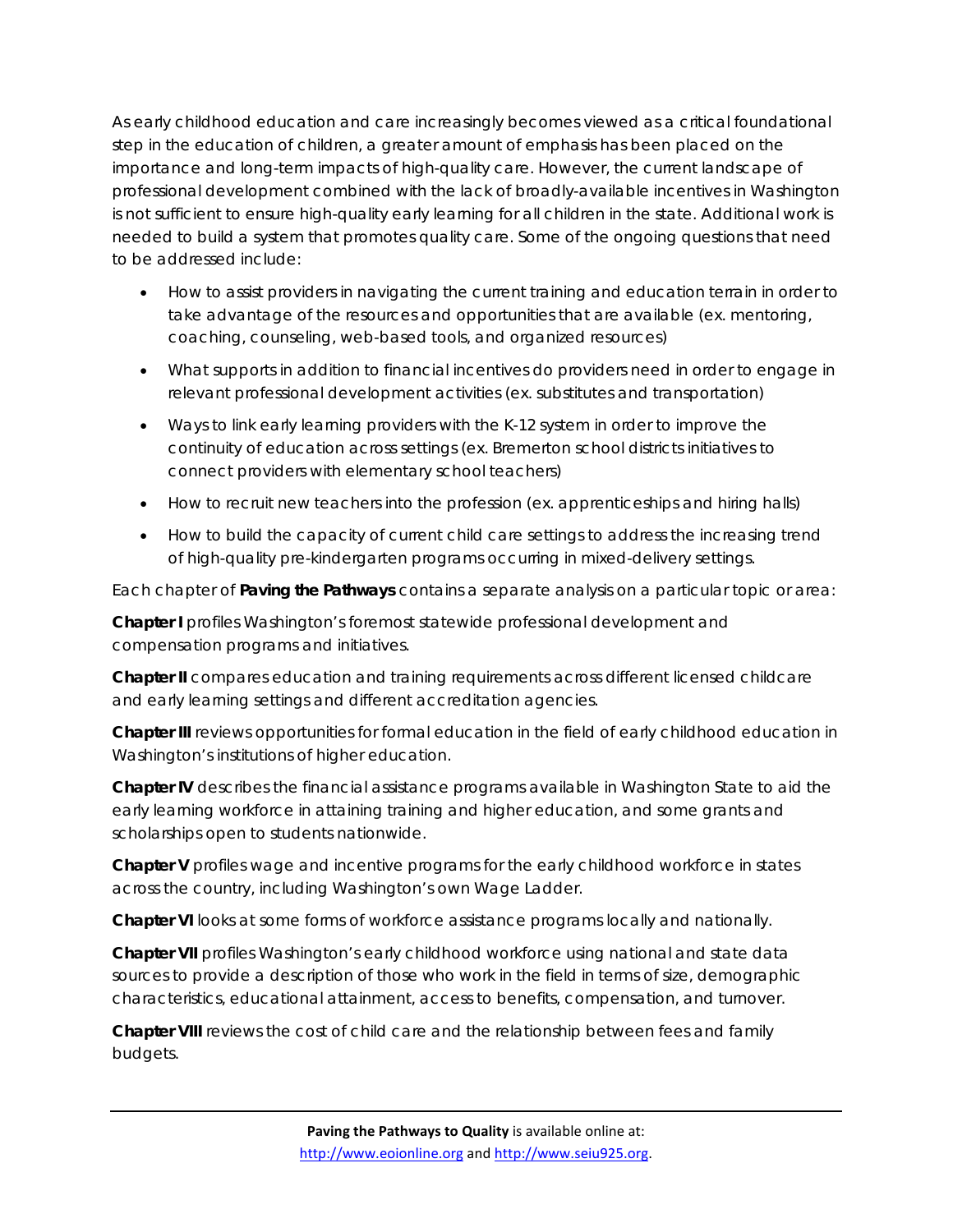As early childhood education and care increasingly becomes viewed as a critical foundational step in the education of children, a greater amount of emphasis has been placed on the importance and long-term impacts of high-quality care. However, the current landscape of professional development combined with the lack of broadly-available incentives in Washington is not sufficient to ensure high-quality early learning for all children in the state. Additional work is needed to build a system that promotes quality care. Some of the ongoing questions that need to be addressed include:

- How to assist providers in navigating the current training and education terrain in order to take advantage of the resources and opportunities that are available (ex. mentoring, coaching, counseling, web-based tools, and organized resources)
- What supports in addition to financial incentives do providers need in order to engage in relevant professional development activities (ex. substitutes and transportation)
- Ways to link early learning providers with the K-12 system in order to improve the continuity of education across settings (ex. Bremerton school districts initiatives to connect providers with elementary school teachers)
- How to recruit new teachers into the profession (ex. apprenticeships and hiring halls)
- How to build the capacity of current child care settings to address the increasing trend of high-quality pre-kindergarten programs occurring in mixed-delivery settings.

Each chapter of **Paving the Pathways** contains a separate analysis on a particular topic or area:

**Chapter I** profiles Washington's foremost statewide professional development and compensation programs and initiatives.

**Chapter II** compares education and training requirements across different licensed childcare and early learning settings and different accreditation agencies.

**Chapter III** reviews opportunities for formal education in the field of early childhood education in Washington's institutions of higher education.

**Chapter IV** describes the financial assistance programs available in Washington State to aid the early learning workforce in attaining training and higher education, and some grants and scholarships open to students nationwide.

**Chapter V** profiles wage and incentive programs for the early childhood workforce in states across the country, including Washington's own Wage Ladder.

**Chapter VI** looks at some forms of workforce assistance programs locally and nationally.

**Chapter VII** profiles Washington's early childhood workforce using national and state data sources to provide a description of those who work in the field in terms of size, demographic characteristics, educational attainment, access to benefits, compensation, and turnover.

**Chapter VIII** reviews the cost of child care and the relationship between fees and family budgets.

---

**Paving the Pathways to Quality** is available online at: http://www.eoionline.org and http://www.seiu925.org.